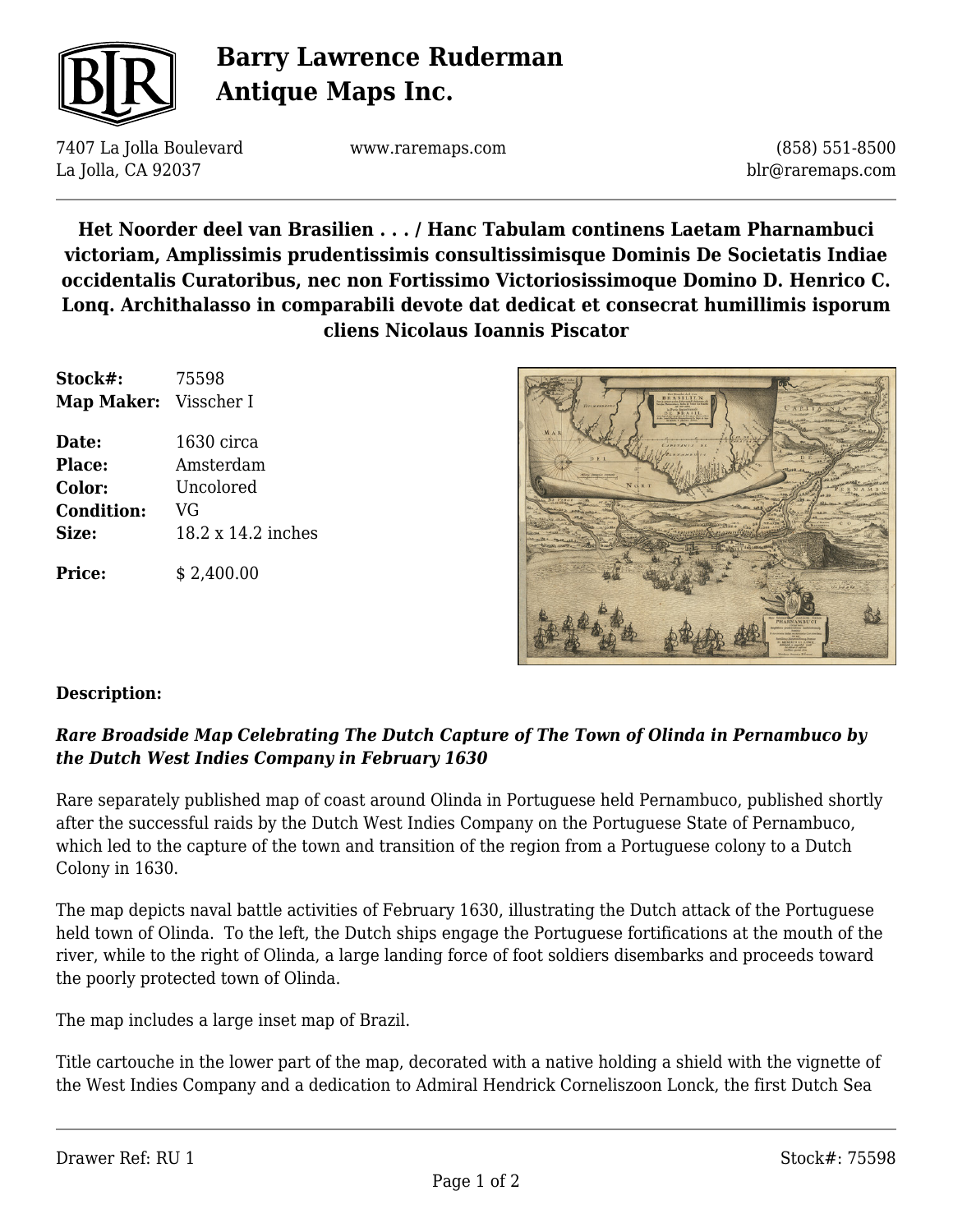# Barry Lawrence Ruderman Antique Maps Inc.

7407 La Jolla Boulevard
La Jolla, CA 92037

www.raremaps.com

(858) 551-8500
blr@raremaps.com

## Het Noorder deel van Brasilien . . . / Hanc Tabulam continens Laetam Pharnambuci victoriam, Amplissimis prudentissimis consultissimisque Dominis De Societatis Indiae occidentalis Curatoribus, nec non Fortissimo Victoriosissimoque Domino D. Henrico C. Lonq. Archithalasso in comparabili devote dat dedicat et consecrat humillimis isporum cliens Nicolaus Ioannis Piscator

| | |
|---|---|
| **Stock#:** | 75598 |
| **Map Maker:** | Visscher I |
| **Date:** | 1630 circa |
| **Place:** | Amsterdam |
| **Color:** | Uncolored |
| **Condition:** | VG |
| **Size:** | 18.2 x 14.2 inches |
| **Price:** | $ 2,400.00 |

**Description:**

***Rare Broadside Map Celebrating The Dutch Capture of The Town of Olinda in Pernambuco by the Dutch West Indies Company in February 1630***

Rare separately published map of coast around Olinda in Portuguese held Pernambuco, published shortly after the successful raids by the Dutch West Indies Company on the Portuguese State of Pernambuco, which led to the capture of the town and transition of the region from a Portuguese colony to a Dutch Colony in 1630.

The map depicts naval battle activities of February 1630, illustrating the Dutch attack of the Portuguese held town of Olinda. To the left, the Dutch ships engage the Portuguese fortifications at the mouth of the river, while to the right of Olinda, a large landing force of foot soldiers disembarks and proceeds toward the poorly protected town of Olinda.

The map includes a large inset map of Brazil.

Title cartouche in the lower part of the map, decorated with a native holding a shield with the vignette of the West Indies Company and a dedication to Admiral Hendrick Corneliszoon Lonck, the first Dutch Sea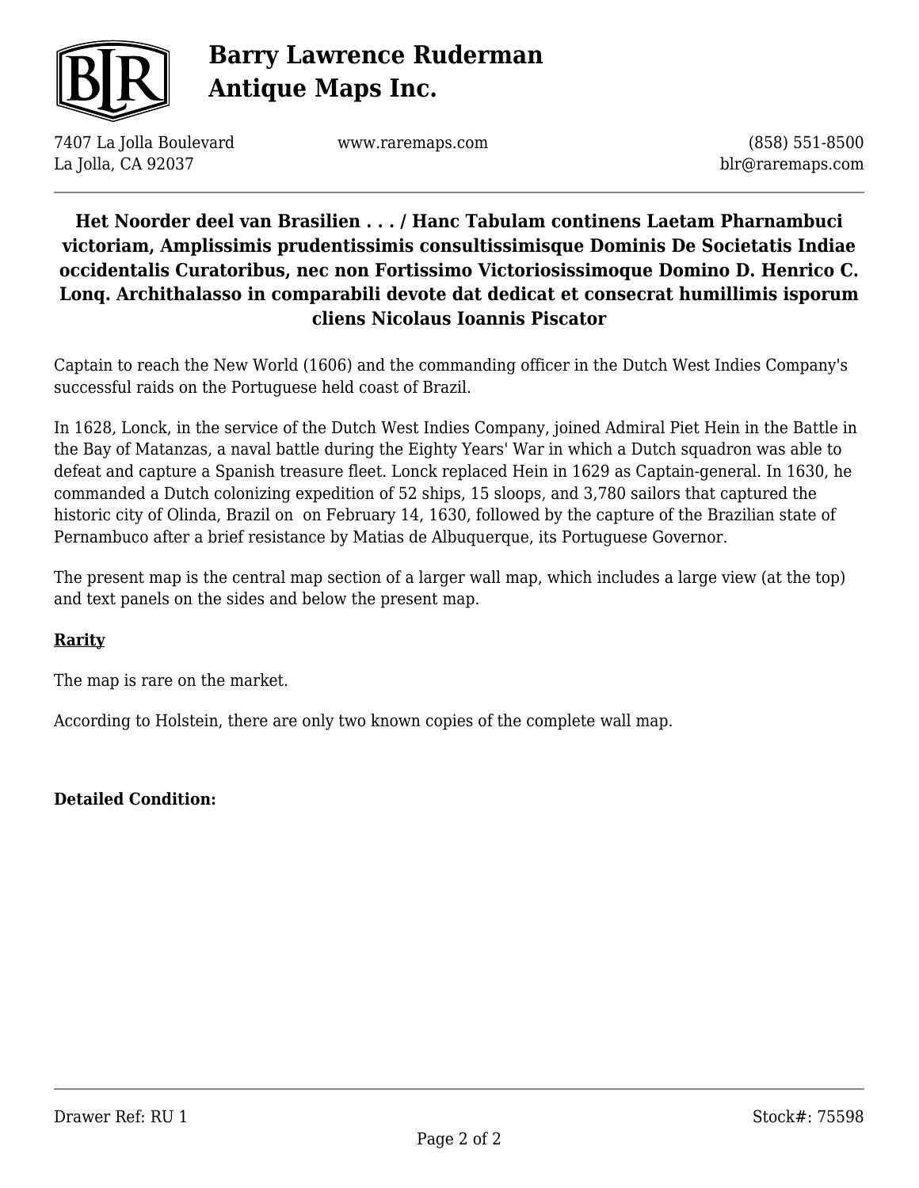**Het Noorder deel van Brasilien . . . / Hanc Tabulam continens Laetam Pharnambuci victoriam, Amplissimis prudentissimis consultissimisque Dominis De Societatis Indiae occidentalis Curatoribus, nec non Fortissimo Victoriosissimoque Domino D. Henrico C. Lonq. Archithalasso in comparabili devote dat dedicat et consecrat humillimis isporum cliens Nicolaus Ioannis Piscator**

Captain to reach the New World (1606) and the commanding officer in the Dutch West Indies Company's successful raids on the Portuguese held coast of Brazil.

In 1628, Lonck, in the service of the Dutch West Indies Company, joined Admiral Piet Hein in the Battle in the Bay of Matanzas, a naval battle during the Eighty Years' War in which a Dutch squadron was able to defeat and capture a Spanish treasure fleet. Lonck replaced Hein in 1629 as Captain-general. In 1630, he commanded a Dutch colonizing expedition of 52 ships, 15 sloops, and 3,780 sailors that captured the historic city of Olinda, Brazil on on February 14, 1630, followed by the capture of the Brazilian state of Pernambuco after a brief resistance by Matias de Albuquerque, its Portuguese Governor.

The present map is the central map section of a larger wall map, which includes a large view (at the top) and text panels on the sides and below the present map.

**Rarity**

The map is rare on the market.

According to Holstein, there are only two known copies of the complete wall map.

**Detailed Condition:**